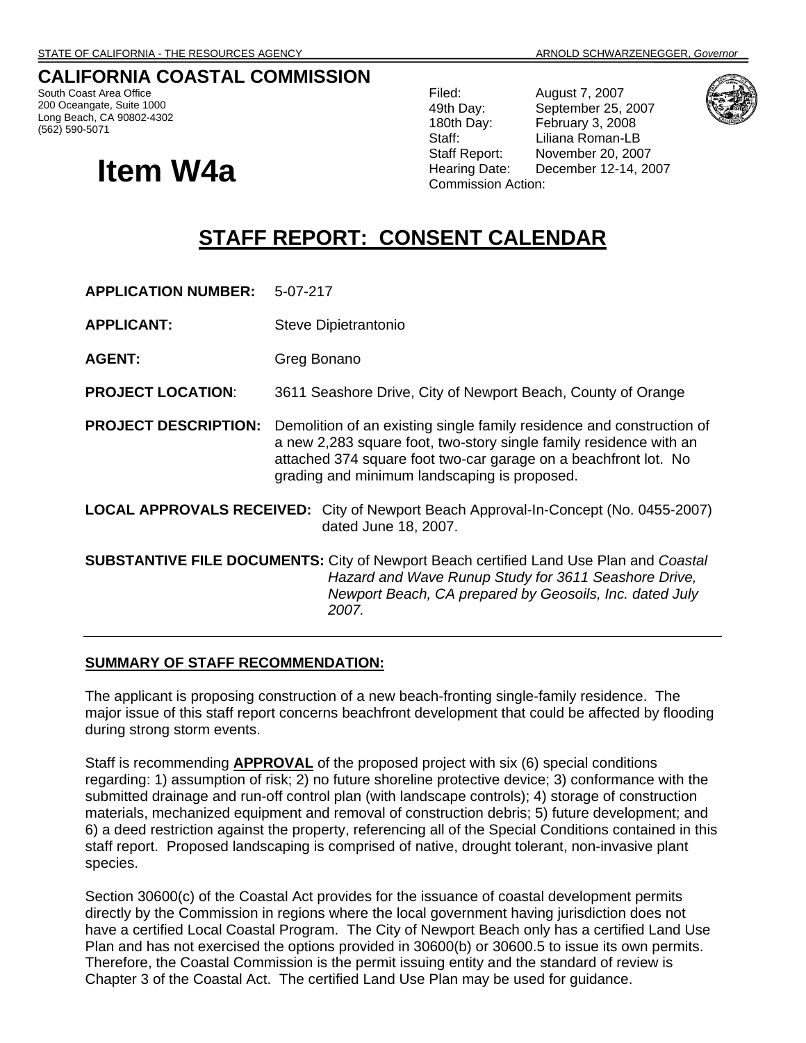STATE OF CALIFORNIA - THE RESOURCES AGENCY ARNOLD SCHWARZENEGGER, *Governor*

# CALIFORNIA COASTAL COMMISSION

South Coast Area Office
200 Oceangate, Suite 1000
Long Beach, CA 90802-4302
(562) 590-5071

# Item W4a

Filed: August 7, 2007
49th Day: September 25, 2007
180th Day: February 3, 2008
Staff: Liliana Roman-LB
Staff Report: November 20, 2007
Hearing Date: December 12-14, 2007
Commission Action:

## STAFF REPORT: CONSENT CALENDAR

**APPLICATION NUMBER:** 5-07-217

**APPLICANT:** Steve Dipietrantonio

**AGENT:** Greg Bonano

**PROJECT LOCATION:** 3611 Seashore Drive, City of Newport Beach, County of Orange

**PROJECT DESCRIPTION:** Demolition of an existing single family residence and construction of a new 2,283 square foot, two-story single family residence with an attached 374 square foot two-car garage on a beachfront lot. No grading and minimum landscaping is proposed.

**LOCAL APPROVALS RECEIVED:** City of Newport Beach Approval-In-Concept (No. 0455-2007) dated June 18, 2007.

**SUBSTANTIVE FILE DOCUMENTS:** City of Newport Beach certified Land Use Plan and *Coastal Hazard and Wave Runup Study for 3611 Seashore Drive, Newport Beach, CA prepared by Geosoils, Inc. dated July 2007.*

---

### SUMMARY OF STAFF RECOMMENDATION:

The applicant is proposing construction of a new beach-fronting single-family residence. The major issue of this staff report concerns beachfront development that could be affected by flooding during strong storm events.

Staff is recommending **APPROVAL** of the proposed project with six (6) special conditions regarding: 1) assumption of risk; 2) no future shoreline protective device; 3) conformance with the submitted drainage and run-off control plan (with landscape controls); 4) storage of construction materials, mechanized equipment and removal of construction debris; 5) future development; and 6) a deed restriction against the property, referencing all of the Special Conditions contained in this staff report. Proposed landscaping is comprised of native, drought tolerant, non-invasive plant species.

Section 30600(c) of the Coastal Act provides for the issuance of coastal development permits directly by the Commission in regions where the local government having jurisdiction does not have a certified Local Coastal Program. The City of Newport Beach only has a certified Land Use Plan and has not exercised the options provided in 30600(b) or 30600.5 to issue its own permits. Therefore, the Coastal Commission is the permit issuing entity and the standard of review is Chapter 3 of the Coastal Act. The certified Land Use Plan may be used for guidance.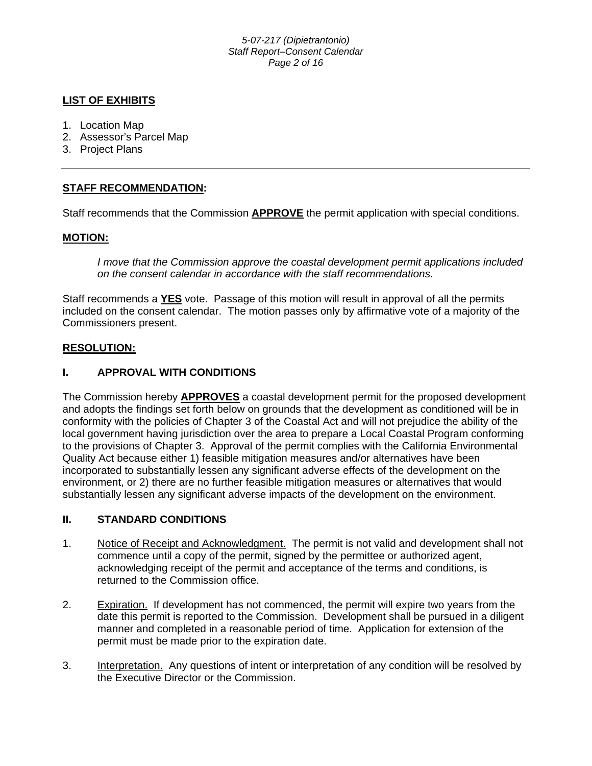**LIST OF EXHIBITS**

1. Location Map
2. Assessor's Parcel Map
3. Project Plans

---

**STAFF RECOMMENDATION:**

Staff recommends that the Commission **APPROVE** the permit application with special conditions.

**MOTION:**

*I move that the Commission approve the coastal development permit applications included on the consent calendar in accordance with the staff recommendations.*

Staff recommends a **YES** vote. Passage of this motion will result in approval of all the permits included on the consent calendar. The motion passes only by affirmative vote of a majority of the Commissioners present.

**RESOLUTION:**

## I. APPROVAL WITH CONDITIONS

The Commission hereby **APPROVES** a coastal development permit for the proposed development and adopts the findings set forth below on grounds that the development as conditioned will be in conformity with the policies of Chapter 3 of the Coastal Act and will not prejudice the ability of the local government having jurisdiction over the area to prepare a Local Coastal Program conforming to the provisions of Chapter 3. Approval of the permit complies with the California Environmental Quality Act because either 1) feasible mitigation measures and/or alternatives have been incorporated to substantially lessen any significant adverse effects of the development on the environment, or 2) there are no further feasible mitigation measures or alternatives that would substantially lessen any significant adverse impacts of the development on the environment.

## II. STANDARD CONDITIONS

1. Notice of Receipt and Acknowledgment. The permit is not valid and development shall not commence until a copy of the permit, signed by the permittee or authorized agent, acknowledging receipt of the permit and acceptance of the terms and conditions, is returned to the Commission office.

2. Expiration. If development has not commenced, the permit will expire two years from the date this permit is reported to the Commission. Development shall be pursued in a diligent manner and completed in a reasonable period of time. Application for extension of the permit must be made prior to the expiration date.

3. Interpretation. Any questions of intent or interpretation of any condition will be resolved by the Executive Director or the Commission.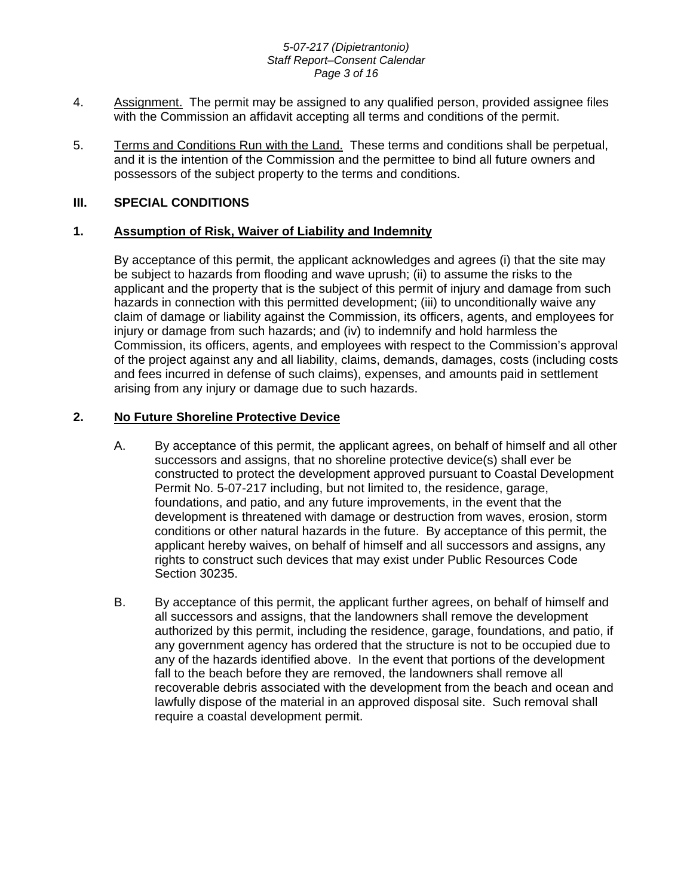4. Assignment. The permit may be assigned to any qualified person, provided assignee files with the Commission an affidavit accepting all terms and conditions of the permit.

5. Terms and Conditions Run with the Land. These terms and conditions shall be perpetual, and it is the intention of the Commission and the permittee to bind all future owners and possessors of the subject property to the terms and conditions.

## III. SPECIAL CONDITIONS

### 1. Assumption of Risk, Waiver of Liability and Indemnity

By acceptance of this permit, the applicant acknowledges and agrees (i) that the site may be subject to hazards from flooding and wave uprush; (ii) to assume the risks to the applicant and the property that is the subject of this permit of injury and damage from such hazards in connection with this permitted development; (iii) to unconditionally waive any claim of damage or liability against the Commission, its officers, agents, and employees for injury or damage from such hazards; and (iv) to indemnify and hold harmless the Commission, its officers, agents, and employees with respect to the Commission's approval of the project against any and all liability, claims, demands, damages, costs (including costs and fees incurred in defense of such claims), expenses, and amounts paid in settlement arising from any injury or damage due to such hazards.

### 2. No Future Shoreline Protective Device

A. By acceptance of this permit, the applicant agrees, on behalf of himself and all other successors and assigns, that no shoreline protective device(s) shall ever be constructed to protect the development approved pursuant to Coastal Development Permit No. 5-07-217 including, but not limited to, the residence, garage, foundations, and patio, and any future improvements, in the event that the development is threatened with damage or destruction from waves, erosion, storm conditions or other natural hazards in the future. By acceptance of this permit, the applicant hereby waives, on behalf of himself and all successors and assigns, any rights to construct such devices that may exist under Public Resources Code Section 30235.

B. By acceptance of this permit, the applicant further agrees, on behalf of himself and all successors and assigns, that the landowners shall remove the development authorized by this permit, including the residence, garage, foundations, and patio, if any government agency has ordered that the structure is not to be occupied due to any of the hazards identified above. In the event that portions of the development fall to the beach before they are removed, the landowners shall remove all recoverable debris associated with the development from the beach and ocean and lawfully dispose of the material in an approved disposal site. Such removal shall require a coastal development permit.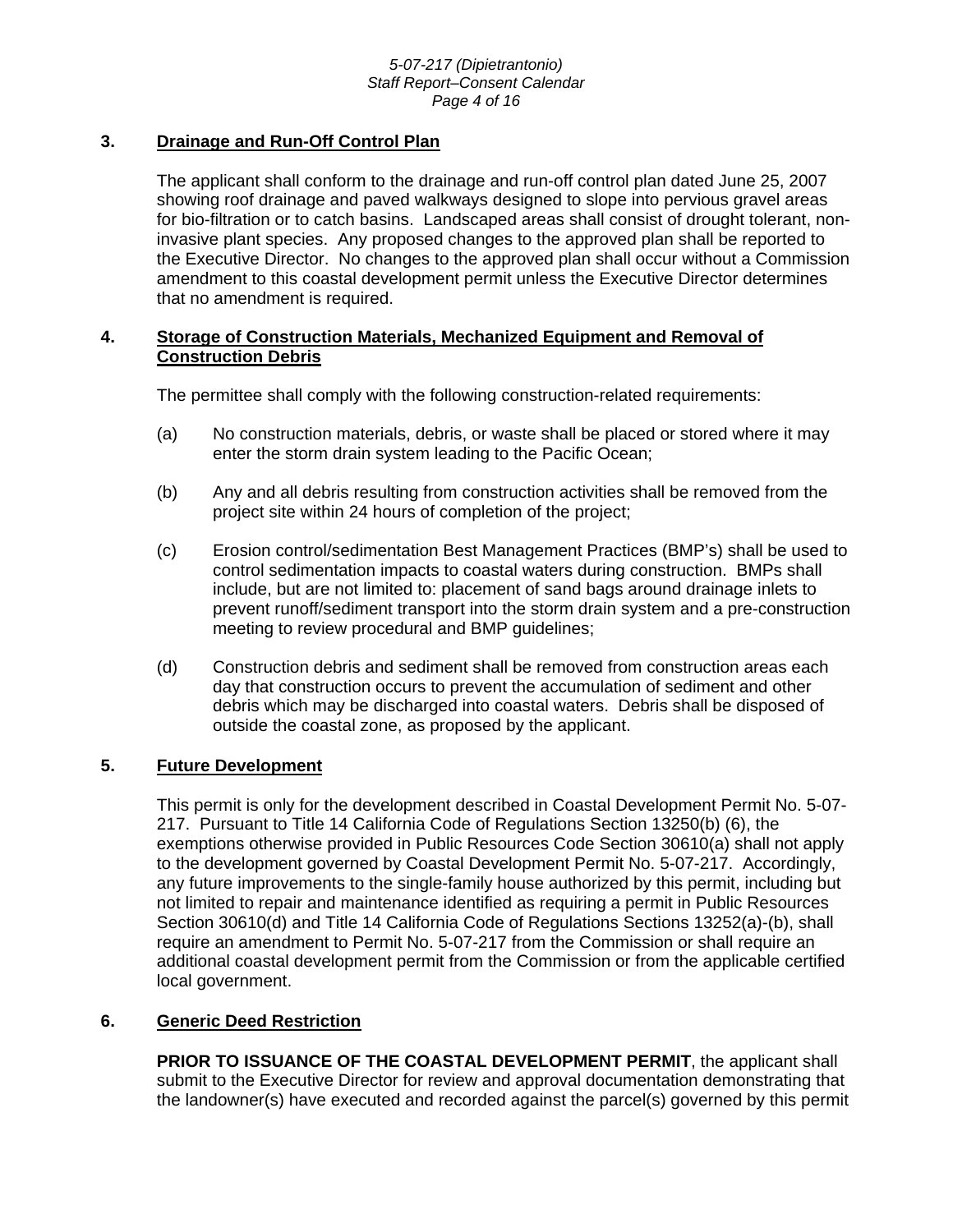### 3. Drainage and Run-Off Control Plan

The applicant shall conform to the drainage and run-off control plan dated June 25, 2007 showing roof drainage and paved walkways designed to slope into pervious gravel areas for bio-filtration or to catch basins. Landscaped areas shall consist of drought tolerant, non-invasive plant species. Any proposed changes to the approved plan shall be reported to the Executive Director. No changes to the approved plan shall occur without a Commission amendment to this coastal development permit unless the Executive Director determines that no amendment is required.

### 4. Storage of Construction Materials, Mechanized Equipment and Removal of Construction Debris

The permittee shall comply with the following construction-related requirements:

(a) No construction materials, debris, or waste shall be placed or stored where it may enter the storm drain system leading to the Pacific Ocean;

(b) Any and all debris resulting from construction activities shall be removed from the project site within 24 hours of completion of the project;

(c) Erosion control/sedimentation Best Management Practices (BMP's) shall be used to control sedimentation impacts to coastal waters during construction. BMPs shall include, but are not limited to: placement of sand bags around drainage inlets to prevent runoff/sediment transport into the storm drain system and a pre-construction meeting to review procedural and BMP guidelines;

(d) Construction debris and sediment shall be removed from construction areas each day that construction occurs to prevent the accumulation of sediment and other debris which may be discharged into coastal waters. Debris shall be disposed of outside the coastal zone, as proposed by the applicant.

### 5. Future Development

This permit is only for the development described in Coastal Development Permit No. 5-07-217. Pursuant to Title 14 California Code of Regulations Section 13250(b) (6), the exemptions otherwise provided in Public Resources Code Section 30610(a) shall not apply to the development governed by Coastal Development Permit No. 5-07-217. Accordingly, any future improvements to the single-family house authorized by this permit, including but not limited to repair and maintenance identified as requiring a permit in Public Resources Section 30610(d) and Title 14 California Code of Regulations Sections 13252(a)-(b), shall require an amendment to Permit No. 5-07-217 from the Commission or shall require an additional coastal development permit from the Commission or from the applicable certified local government.

### 6. Generic Deed Restriction

**PRIOR TO ISSUANCE OF THE COASTAL DEVELOPMENT PERMIT**, the applicant shall submit to the Executive Director for review and approval documentation demonstrating that the landowner(s) have executed and recorded against the parcel(s) governed by this permit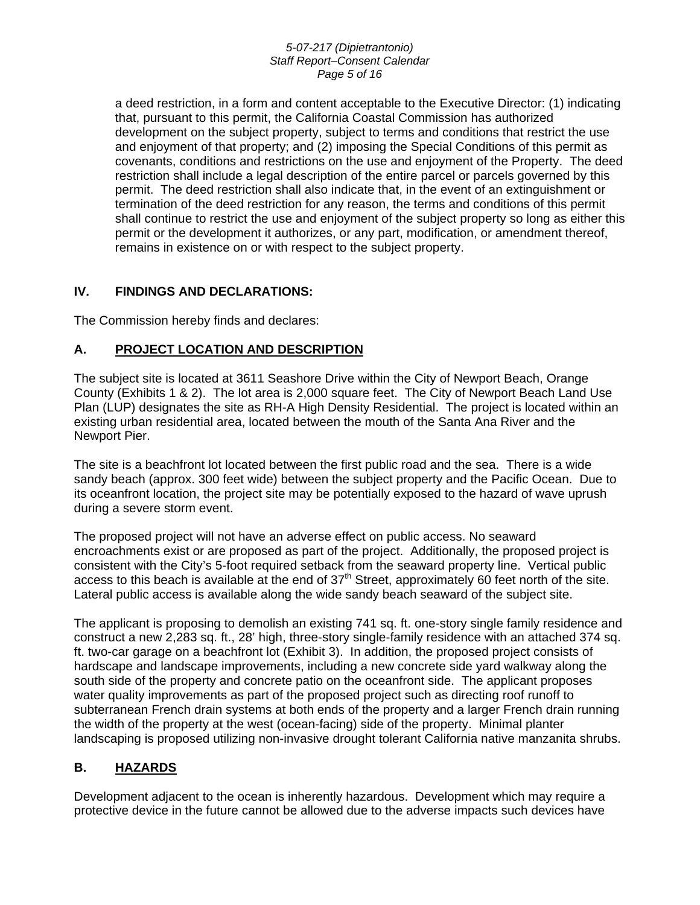a deed restriction, in a form and content acceptable to the Executive Director: (1) indicating that, pursuant to this permit, the California Coastal Commission has authorized development on the subject property, subject to terms and conditions that restrict the use and enjoyment of that property; and (2) imposing the Special Conditions of this permit as covenants, conditions and restrictions on the use and enjoyment of the Property. The deed restriction shall include a legal description of the entire parcel or parcels governed by this permit. The deed restriction shall also indicate that, in the event of an extinguishment or termination of the deed restriction for any reason, the terms and conditions of this permit shall continue to restrict the use and enjoyment of the subject property so long as either this permit or the development it authorizes, or any part, modification, or amendment thereof, remains in existence on or with respect to the subject property.

## IV. FINDINGS AND DECLARATIONS:

The Commission hereby finds and declares:

### A. PROJECT LOCATION AND DESCRIPTION

The subject site is located at 3611 Seashore Drive within the City of Newport Beach, Orange County (Exhibits 1 & 2). The lot area is 2,000 square feet. The City of Newport Beach Land Use Plan (LUP) designates the site as RH-A High Density Residential. The project is located within an existing urban residential area, located between the mouth of the Santa Ana River and the Newport Pier.

The site is a beachfront lot located between the first public road and the sea. There is a wide sandy beach (approx. 300 feet wide) between the subject property and the Pacific Ocean. Due to its oceanfront location, the project site may be potentially exposed to the hazard of wave uprush during a severe storm event.

The proposed project will not have an adverse effect on public access. No seaward encroachments exist or are proposed as part of the project. Additionally, the proposed project is consistent with the City's 5-foot required setback from the seaward property line. Vertical public access to this beach is available at the end of 37th Street, approximately 60 feet north of the site. Lateral public access is available along the wide sandy beach seaward of the subject site.

The applicant is proposing to demolish an existing 741 sq. ft. one-story single family residence and construct a new 2,283 sq. ft., 28' high, three-story single-family residence with an attached 374 sq. ft. two-car garage on a beachfront lot (Exhibit 3). In addition, the proposed project consists of hardscape and landscape improvements, including a new concrete side yard walkway along the south side of the property and concrete patio on the oceanfront side. The applicant proposes water quality improvements as part of the proposed project such as directing roof runoff to subterranean French drain systems at both ends of the property and a larger French drain running the width of the property at the west (ocean-facing) side of the property. Minimal planter landscaping is proposed utilizing non-invasive drought tolerant California native manzanita shrubs.

### B. HAZARDS

Development adjacent to the ocean is inherently hazardous. Development which may require a protective device in the future cannot be allowed due to the adverse impacts such devices have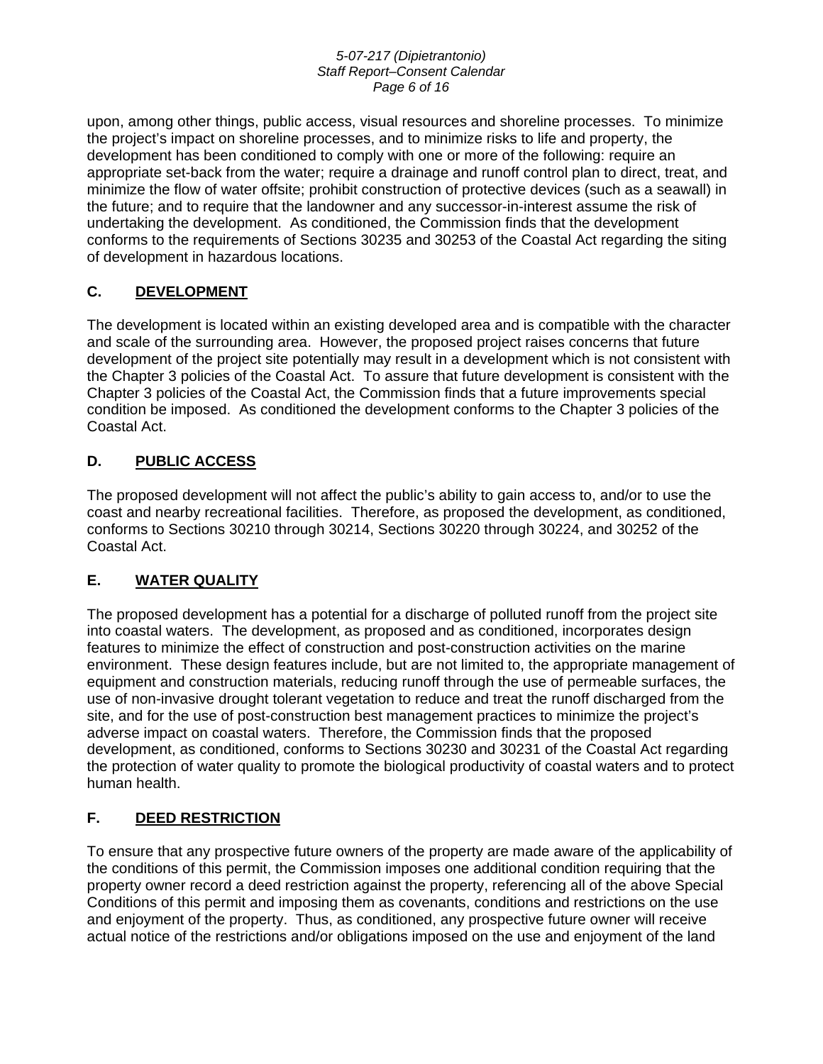upon, among other things, public access, visual resources and shoreline processes. To minimize the project's impact on shoreline processes, and to minimize risks to life and property, the development has been conditioned to comply with one or more of the following: require an appropriate set-back from the water; require a drainage and runoff control plan to direct, treat, and minimize the flow of water offsite; prohibit construction of protective devices (such as a seawall) in the future; and to require that the landowner and any successor-in-interest assume the risk of undertaking the development. As conditioned, the Commission finds that the development conforms to the requirements of Sections 30235 and 30253 of the Coastal Act regarding the siting of development in hazardous locations.

## C. DEVELOPMENT

The development is located within an existing developed area and is compatible with the character and scale of the surrounding area. However, the proposed project raises concerns that future development of the project site potentially may result in a development which is not consistent with the Chapter 3 policies of the Coastal Act. To assure that future development is consistent with the Chapter 3 policies of the Coastal Act, the Commission finds that a future improvements special condition be imposed. As conditioned the development conforms to the Chapter 3 policies of the Coastal Act.

## D. PUBLIC ACCESS

The proposed development will not affect the public's ability to gain access to, and/or to use the coast and nearby recreational facilities. Therefore, as proposed the development, as conditioned, conforms to Sections 30210 through 30214, Sections 30220 through 30224, and 30252 of the Coastal Act.

## E. WATER QUALITY

The proposed development has a potential for a discharge of polluted runoff from the project site into coastal waters. The development, as proposed and as conditioned, incorporates design features to minimize the effect of construction and post-construction activities on the marine environment. These design features include, but are not limited to, the appropriate management of equipment and construction materials, reducing runoff through the use of permeable surfaces, the use of non-invasive drought tolerant vegetation to reduce and treat the runoff discharged from the site, and for the use of post-construction best management practices to minimize the project's adverse impact on coastal waters. Therefore, the Commission finds that the proposed development, as conditioned, conforms to Sections 30230 and 30231 of the Coastal Act regarding the protection of water quality to promote the biological productivity of coastal waters and to protect human health.

## F. DEED RESTRICTION

To ensure that any prospective future owners of the property are made aware of the applicability of the conditions of this permit, the Commission imposes one additional condition requiring that the property owner record a deed restriction against the property, referencing all of the above Special Conditions of this permit and imposing them as covenants, conditions and restrictions on the use and enjoyment of the property. Thus, as conditioned, any prospective future owner will receive actual notice of the restrictions and/or obligations imposed on the use and enjoyment of the land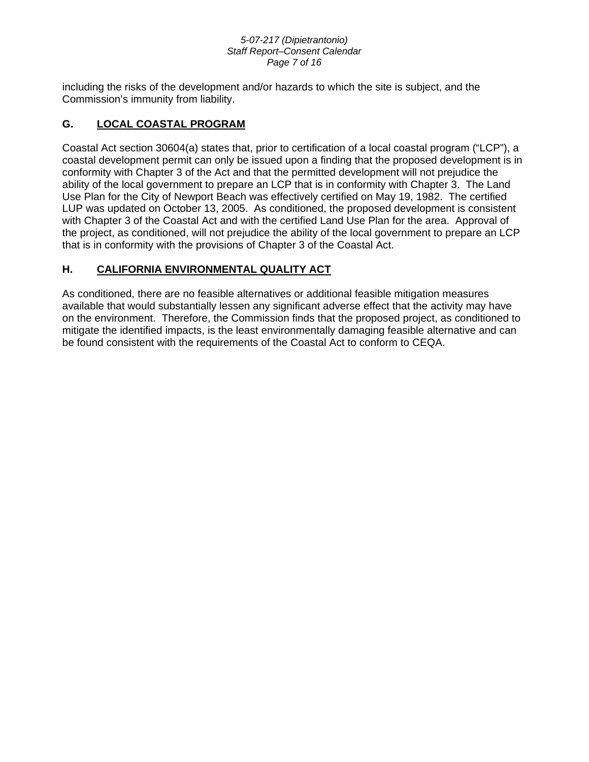including the risks of the development and/or hazards to which the site is subject, and the Commission's immunity from liability.

## G. LOCAL COASTAL PROGRAM

Coastal Act section 30604(a) states that, prior to certification of a local coastal program ("LCP"), a coastal development permit can only be issued upon a finding that the proposed development is in conformity with Chapter 3 of the Act and that the permitted development will not prejudice the ability of the local government to prepare an LCP that is in conformity with Chapter 3. The Land Use Plan for the City of Newport Beach was effectively certified on May 19, 1982. The certified LUP was updated on October 13, 2005. As conditioned, the proposed development is consistent with Chapter 3 of the Coastal Act and with the certified Land Use Plan for the area. Approval of the project, as conditioned, will not prejudice the ability of the local government to prepare an LCP that is in conformity with the provisions of Chapter 3 of the Coastal Act.

## H. CALIFORNIA ENVIRONMENTAL QUALITY ACT

As conditioned, there are no feasible alternatives or additional feasible mitigation measures available that would substantially lessen any significant adverse effect that the activity may have on the environment. Therefore, the Commission finds that the proposed project, as conditioned to mitigate the identified impacts, is the least environmentally damaging feasible alternative and can be found consistent with the requirements of the Coastal Act to conform to CEQA.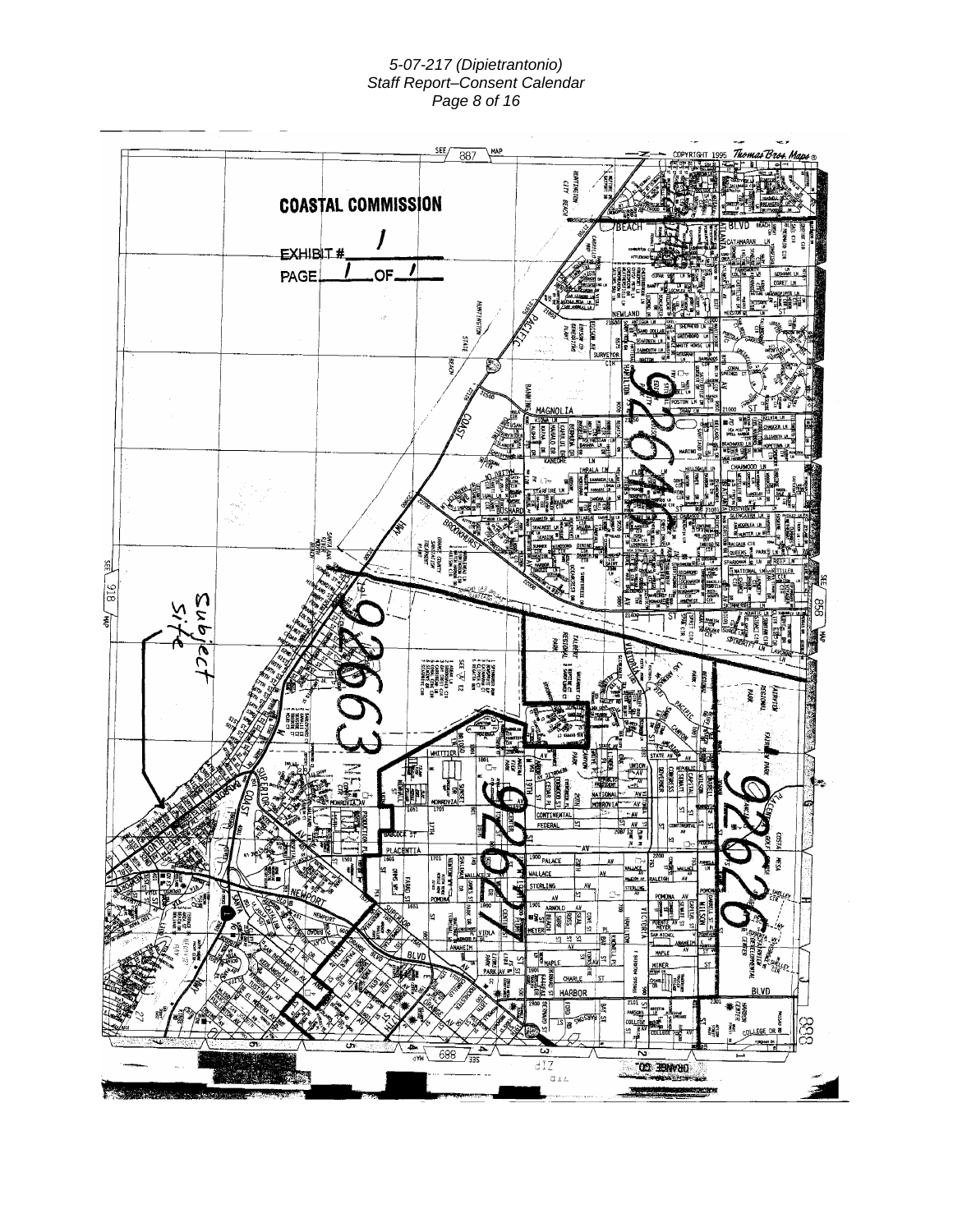**COASTAL COMMISSION**

EXHIBIT # 1

PAGE 1 OF 1

Subject site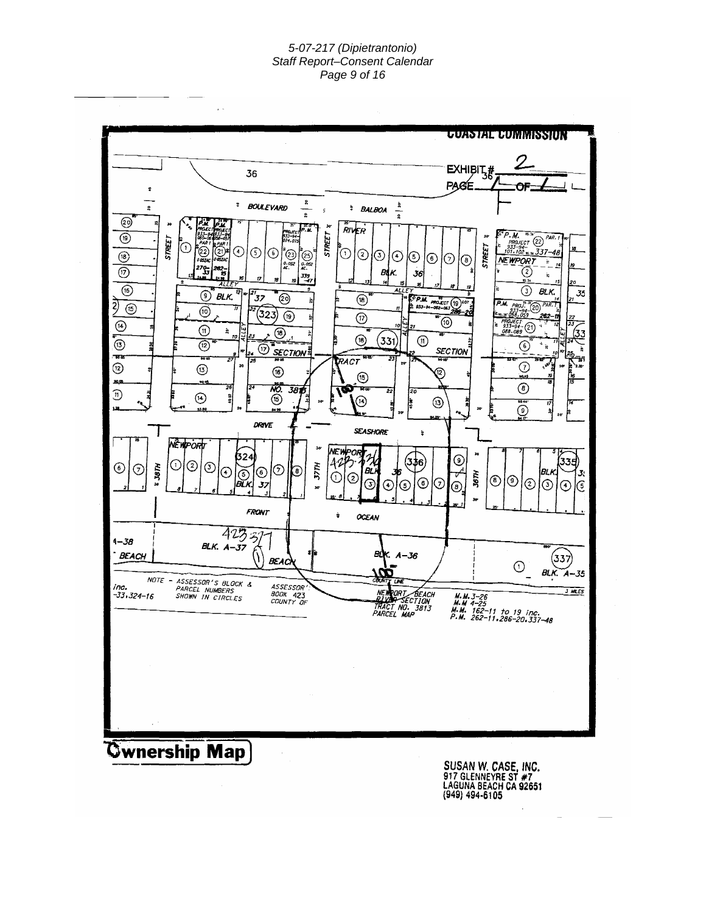COASTAL COMMISSION

EXHIBIT # 2

PAGE 1 OF 1

NOTE - ASSESSOR'S BLOCK & PARCEL NUMBERS SHOWN IN CIRCLES

ASSESSOR'S BOOK 423 COUNTY OF

NEWPORT BEACH RIVER SECTION TRACT NO. 3813 PARCEL MAP

M.M. 3-26
M.M. 4-25
M.M. 162-11 to 19 inc.
P.M. 262-11,286-20,337-48

# Ownership Map

SUSAN W. CASE, INC.
917 GLENNEYRE ST #7
LAGUNA BEACH CA 92651
(949) 494-6105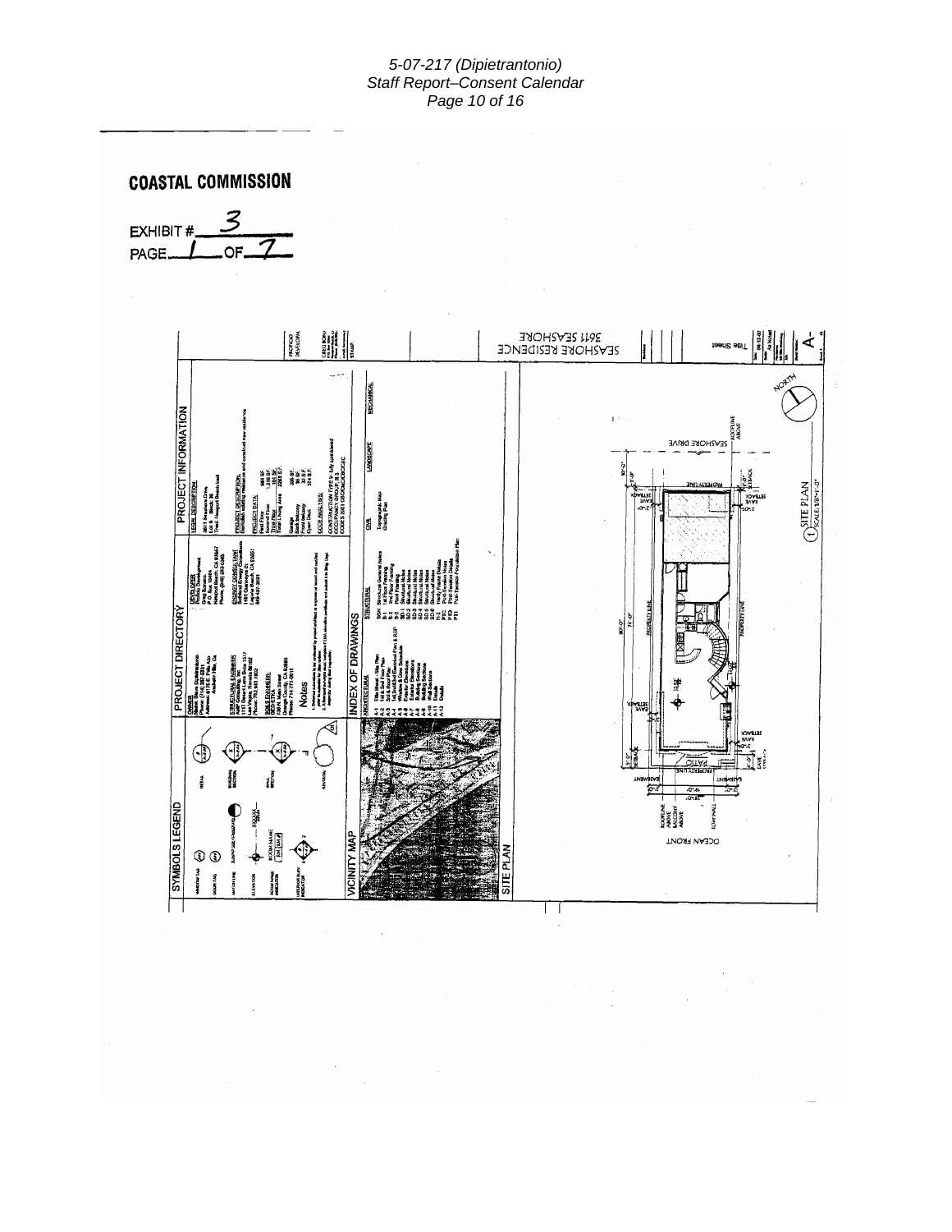**COASTAL COMMISSION**

EXHIBIT # 3

PAGE 1 OF 7

SYMBOLS LEGEND

PROJECT DIRECTORY

PROJECT INFORMATION

LEGAL DESCRIPTION
3611 Seashore Drive
Lot 6 Block 36
Tract: Newport Beach tract

PROJECT DESCRIPTION
Demolish existing residence and construct new residence

PROJECT DATA

CODE ANALYSIS

Notes

INDEX OF DRAWINGS

ARCHITECTURAL

STRUCTURAL

CIVIL
Topographic Map
Grading Plan

LANDSCAPE

MECHANICAL

VICINITY MAP

SITE PLAN

SEASHORE DRIVE

OCEAN FRONT

PROPERTY LINE

SETBACK

EASEMENT

PATIO

NORTH

1 SITE PLAN SCALE: 1/8"=1'-0"

3611 SEASHORE
SEASHORE RESIDENCE

Title Sheet

A-1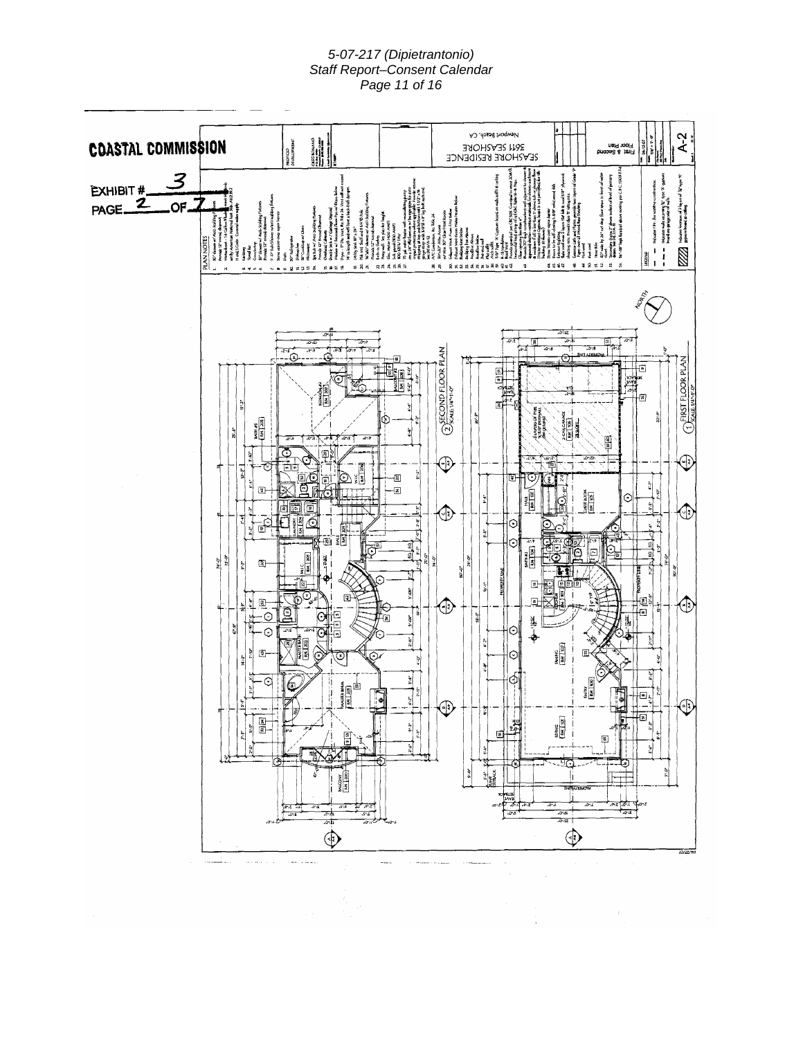COASTAL COMMISSION

EXHIBIT # 3

PAGE 2 OF 7

SECOND FLOOR PLAN
SCALE: 1/4"=1'-0"

FIRST FLOOR PLAN
SCALE: 1/4"=1'-0"

PLAN NOTES

SEASHORE RESIDENCE
3611 SEASHORE
Newport Beach, CA

First & Second Floor Plan

A-2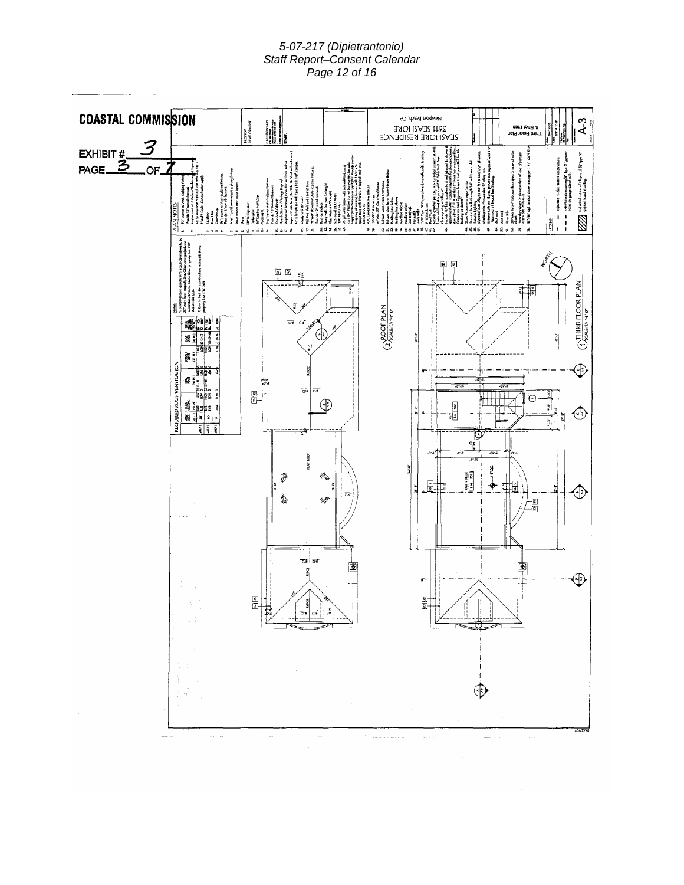**COASTAL COMMISSION**

EXHIBIT # 3

PAGE 3 OF 7

SEASHORE RESIDENCE

3611 SEASHORE

Newport Beach, CA

Third Floor Plan & Roof Plan

A-3

ROOF PLAN
SCALE: 1/4"=1'-0"

THIRD FLOOR PLAN
SCALE: 1/4"=1'-0"

REQUIRED ROOF VENTILATION

PLAN NOTES

LEGEND

NORTH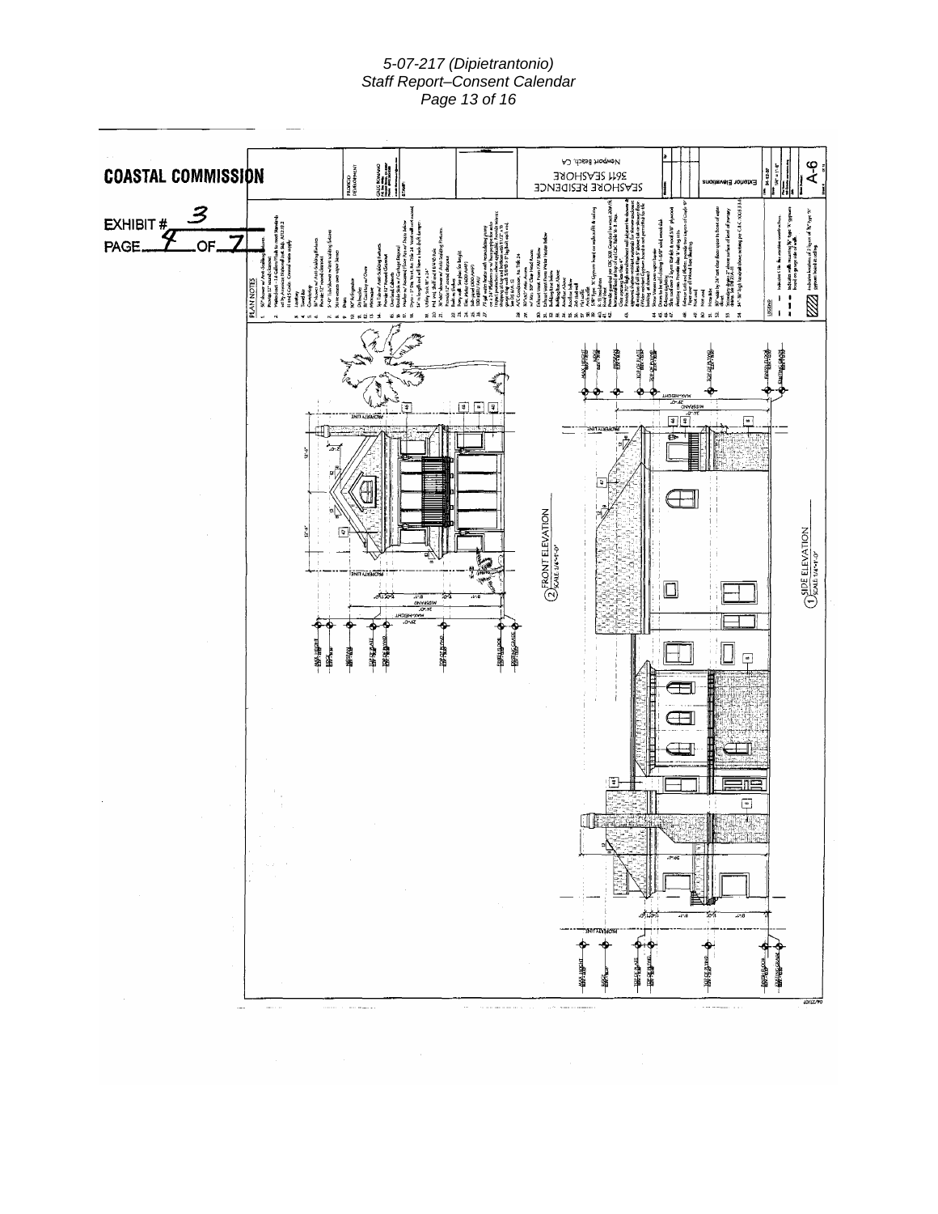COASTAL COMMISSION

EXHIBIT # 3

PAGE 4 OF 7

PLAN NOTES

SEASHORE RESIDENCE

3611 SEASHORE

Newport Beach, CA

Exterior Elevations

A-6

FRONT ELEVATION

SCALE 1/4"=1'-0"

SIDE ELEVATION

SCALE 1/4"=1'-0"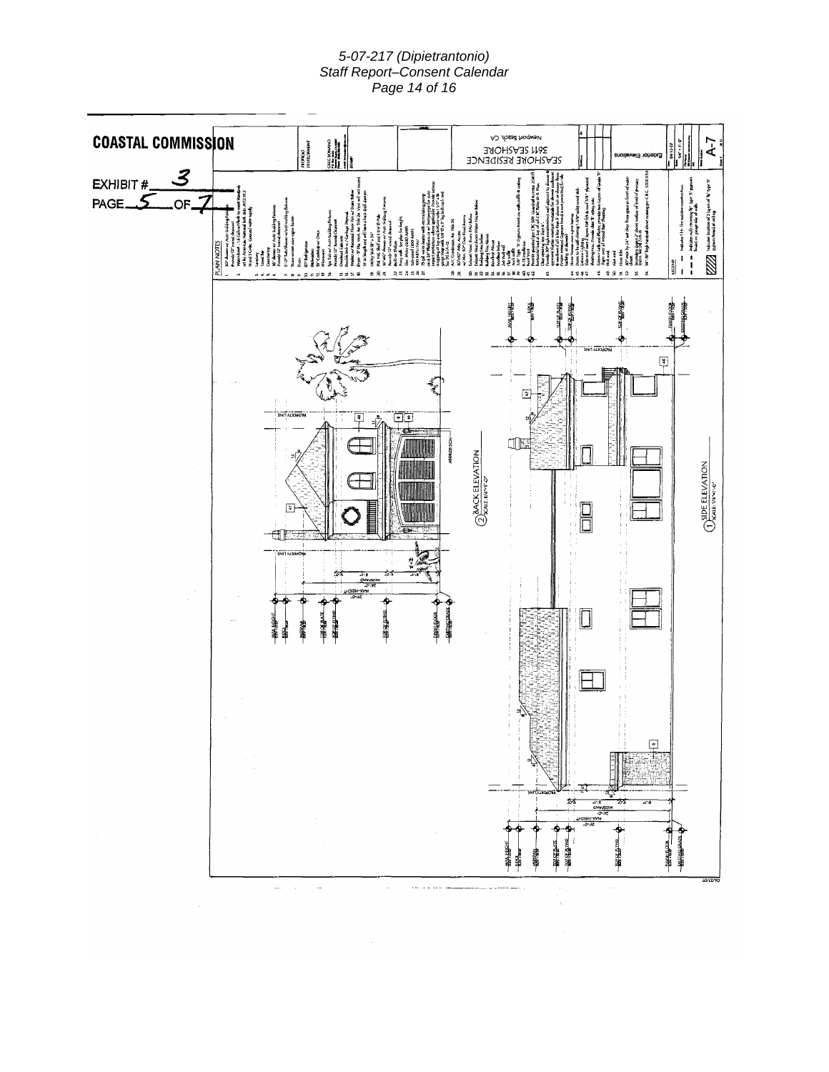COASTAL COMMISSION

EXHIBIT # 3

PAGE 5 OF 7

SEASHORE RESIDENCE

3611 SEASHORE

Newport Beach, CA

Exterior Elevations

A-7

PLAN NOTES

BACK ELEVATION
SCALE: 1/4"=1'-0"

SIDE ELEVATION
SCALE: 1/4"=1'-0"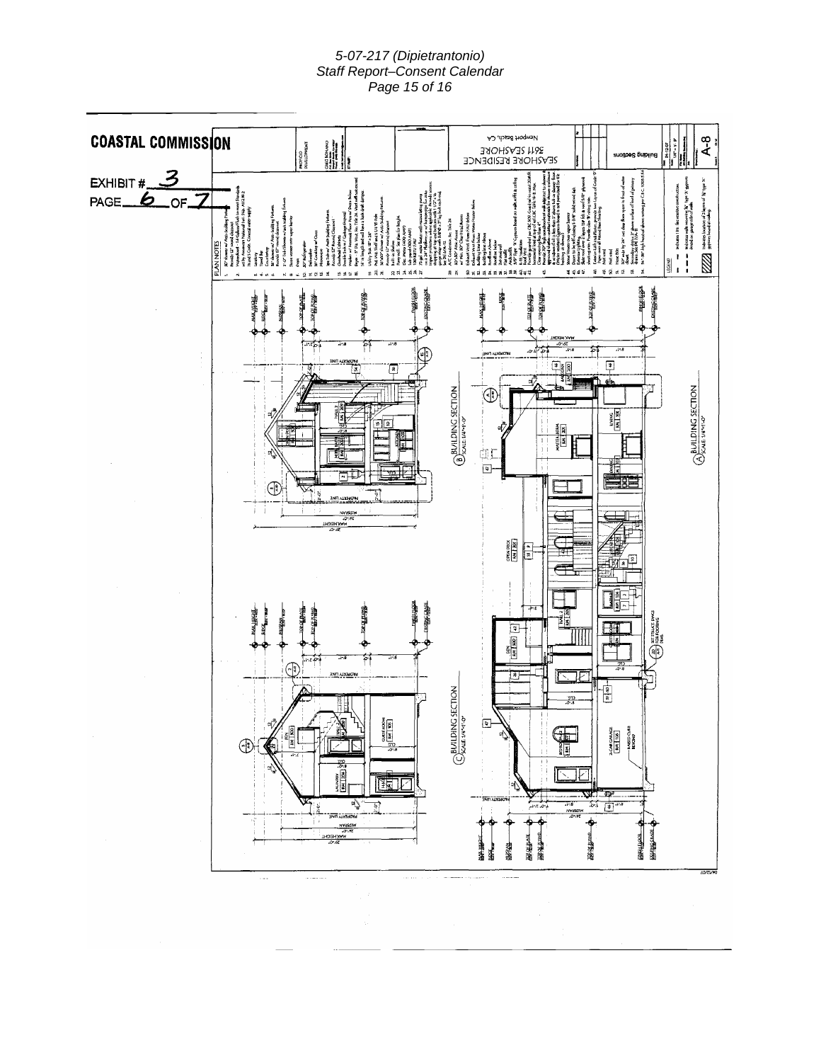COASTAL COMMISSION

EXHIBIT # 3

PAGE 6 OF 7

PLAN NOTES

SEASHORE RESIDENCE
3611 SEASHORE
Newport Beach, CA

Building Sections

A-8

BUILDING SECTION
SCALE: 1/4"=1'-0"

BUILDING SECTION
SCALE: 1/4"=1'-0"

BUILDING SECTION
SCALE: 1/4"=1'-0"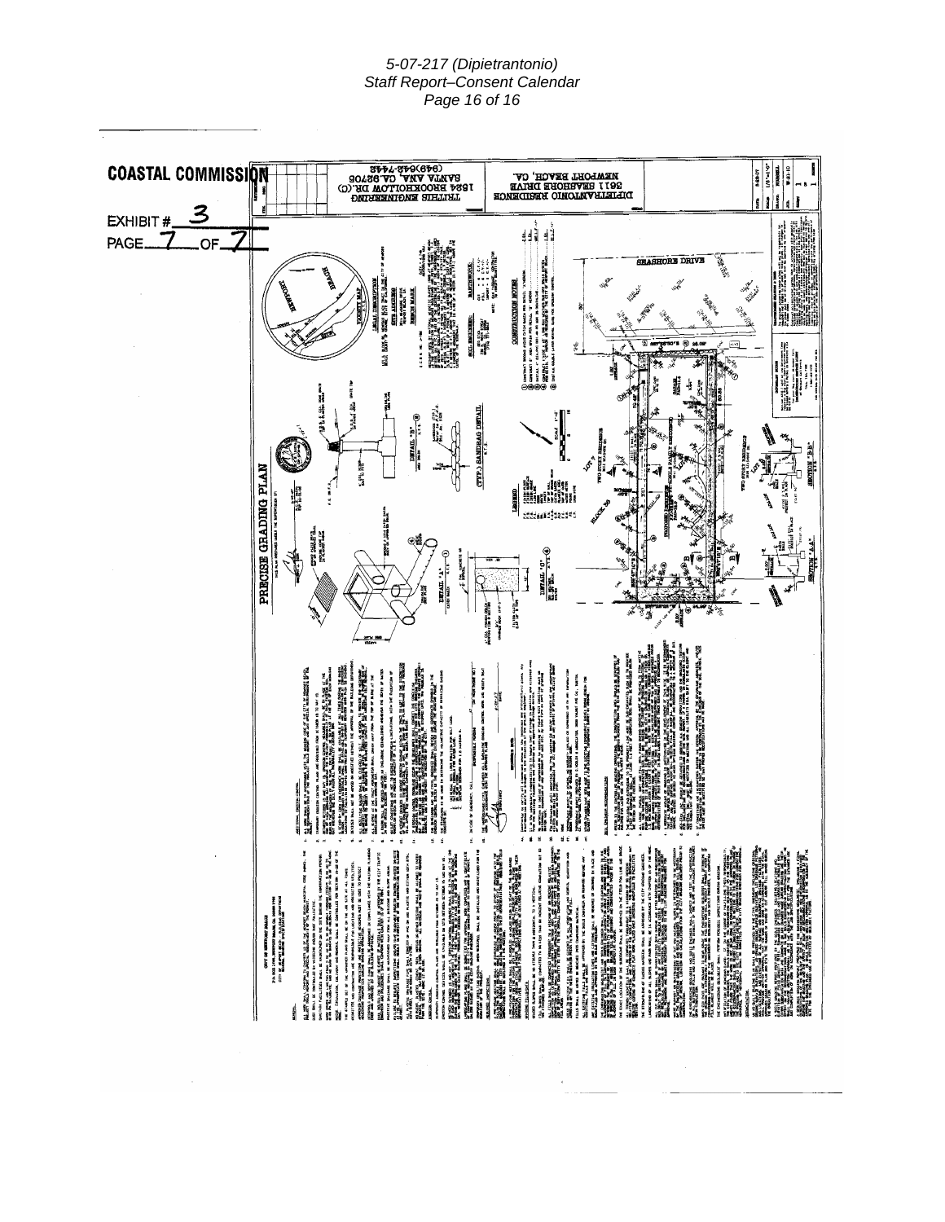COASTAL COMMISSION

EXHIBIT # 3

PAGE 7 OF 7

PRECISE GRADING PLAN

DIPIETRANTONIO RESIDENCE

1611 SEASHORE DRIVE

NEWPORT BEACH, CA.

TRITTIS ENGINEERING

1524 BROOKHOLLOW DR. (C)

SANTA ANA, CA 92705

(949)642-7445

SEASHORE DRIVE

(TYP.) SANDBAG DETAIL

DETAIL "A"

DETAIL "B"

DETAIL "C"

SECTION "A-A"

SECTION "B-B"

VICINITY MAP

LEGAL DESCRIPTION

SITE ADDRESS

BENCH MARK

SOIL ENGINEER

EARTHWORK

CONSTRUCTION NOTES

LEGEND

PROPOSED RESIDENCE

TWO STORY RESIDENCE

LOT 9

BLOCK 36

CITY OF NEWPORT BEACH

GENERAL

ADDITIONAL EROSION CONTROL

GRADING COMPLIANCE

SPECIFICATIONS